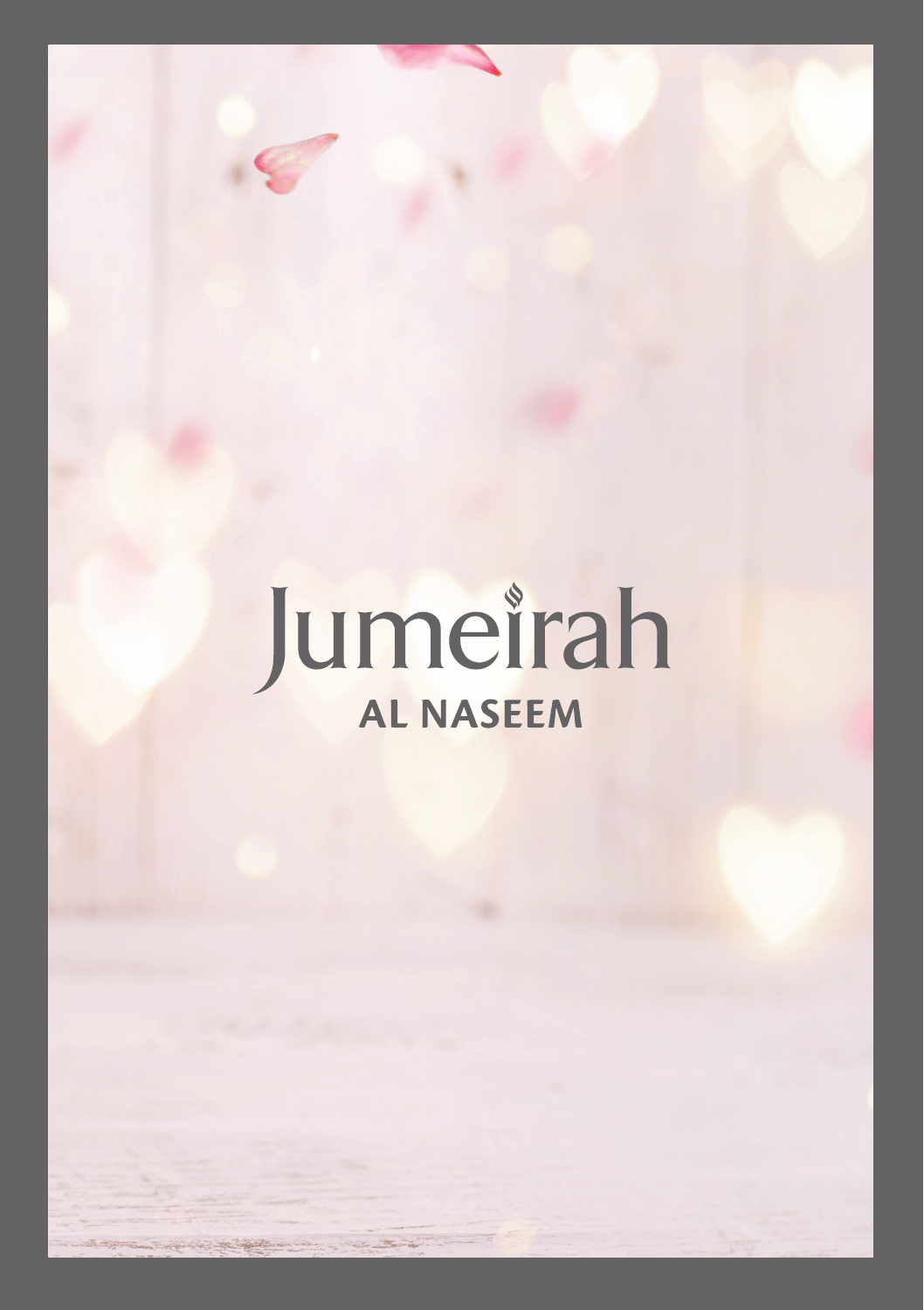# Jumeirah

## AL NASEEM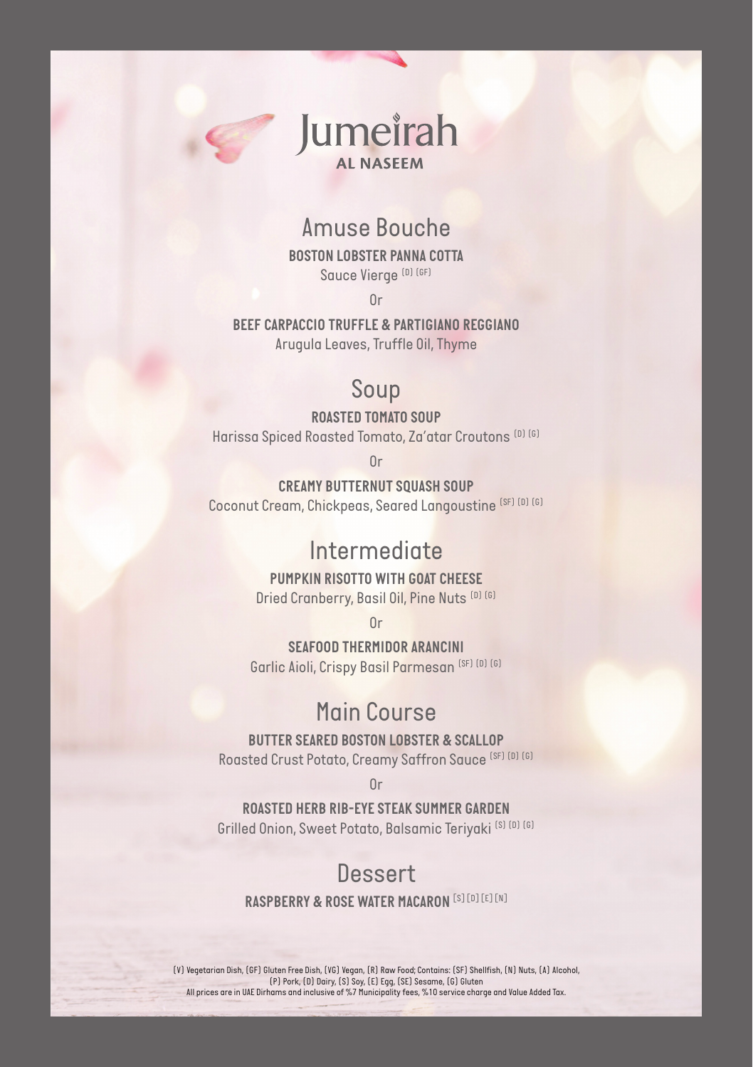Jumeirah

AL NASEEM

## Amuse Bouche

**BOSTON LOBSTER PANNA COTTA**

Sauce Vierge (D) (GF)

Or

**BEEF CARPACCIO TRUFFLE & PARTIGIANO REGGIANO**

Arugula Leaves, Truffle Oil, Thyme

## Soup

**ROASTED TOMATO SOUP**

Harissa Spiced Roasted Tomato, Za'atar Croutons (D) (G)

Or

**CREAMY BUTTERNUT SQUASH SOUP**

Coconut Cream, Chickpeas, Seared Langoustine (SF) (D) (G)

## Intermediate

**PUMPKIN RISOTTO WITH GOAT CHEESE**

Dried Cranberry, Basil Oil, Pine Nuts (D) (G)

Or

**SEAFOOD THERMIDOR ARANCINI**

Garlic Aioli, Crispy Basil Parmesan (SF) (D) (G)

## Main Course

**BUTTER SEARED BOSTON LOBSTER & SCALLOP**

Roasted Crust Potato, Creamy Saffron Sauce (SF) (D) (G)

Or

**ROASTED HERB RIB-EYE STEAK SUMMER GARDEN**

Grilled Onion, Sweet Potato, Balsamic Teriyaki (S) (D) (G)

## Dessert

**RASPBERRY & ROSE WATER MACARON** (S) (D) (E) (N)

(V) Vegetarian Dish, (GF) Gluten Free Dish, (VG) Vegan, (R) Raw Food; Contains: (SF) Shellfish, (N) Nuts, (A) Alcohol, (P) Pork, (D) Dairy, (S) Soy, (E) Egg, (SE) Sesame, (G) Gluten

All prices are in UAE Dirhams and inclusive of %7 Municipality fees, %10 service charge and Value Added Tax.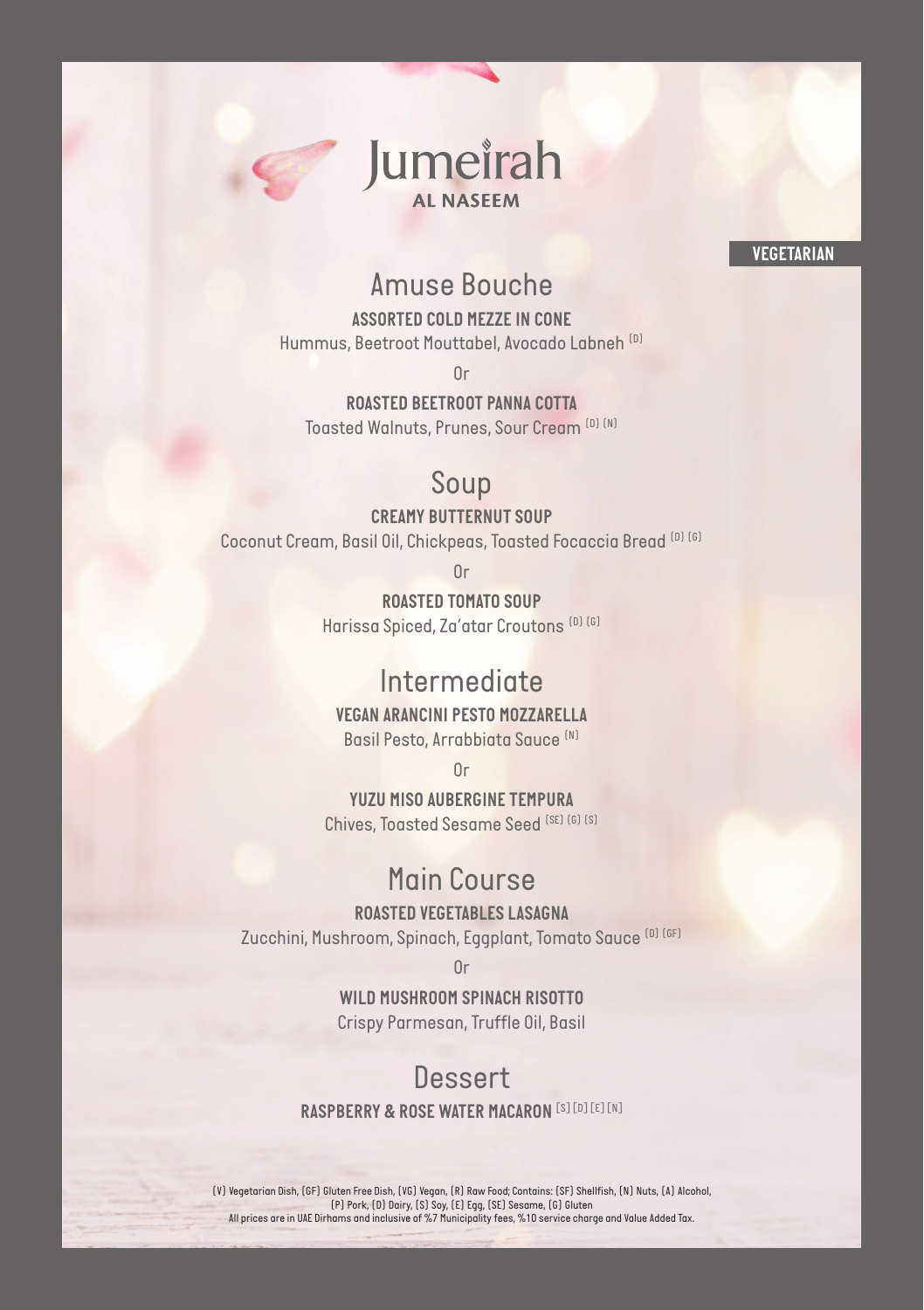Jumeirah
AL NASEEM

**VEGETARIAN**

## Amuse Bouche

**ASSORTED COLD MEZZE IN CONE**
Hummus, Beetroot Mouttabel, Avocado Labneh (D)

Or

**ROASTED BEETROOT PANNA COTTA**
Toasted Walnuts, Prunes, Sour Cream (D) (N)

## Soup

**CREAMY BUTTERNUT SOUP**
Coconut Cream, Basil Oil, Chickpeas, Toasted Focaccia Bread (D) (G)

Or

**ROASTED TOMATO SOUP**
Harissa Spiced, Za'atar Croutons (D) (G)

## Intermediate

**VEGAN ARANCINI PESTO MOZZARELLA**
Basil Pesto, Arrabbiata Sauce (N)

Or

**YUZU MISO AUBERGINE TEMPURA**
Chives, Toasted Sesame Seed (SE) (G) (S)

## Main Course

**ROASTED VEGETABLES LASAGNA**
Zucchini, Mushroom, Spinach, Eggplant, Tomato Sauce (D) (GF)

Or

**WILD MUSHROOM SPINACH RISOTTO**
Crispy Parmesan, Truffle Oil, Basil

## Dessert

**RASPBERRY & ROSE WATER MACARON** (S) (D) (E) (N)

(V) Vegetarian Dish, (GF) Gluten Free Dish, (VG) Vegan, (R) Raw Food; Contains: (SF) Shellfish, (N) Nuts, (A) Alcohol, (P) Pork, (D) Dairy, (S) Soy, (E) Egg, (SE) Sesame, (G) Gluten
All prices are in UAE Dirhams and inclusive of %7 Municipality fees, %10 service charge and Value Added Tax.